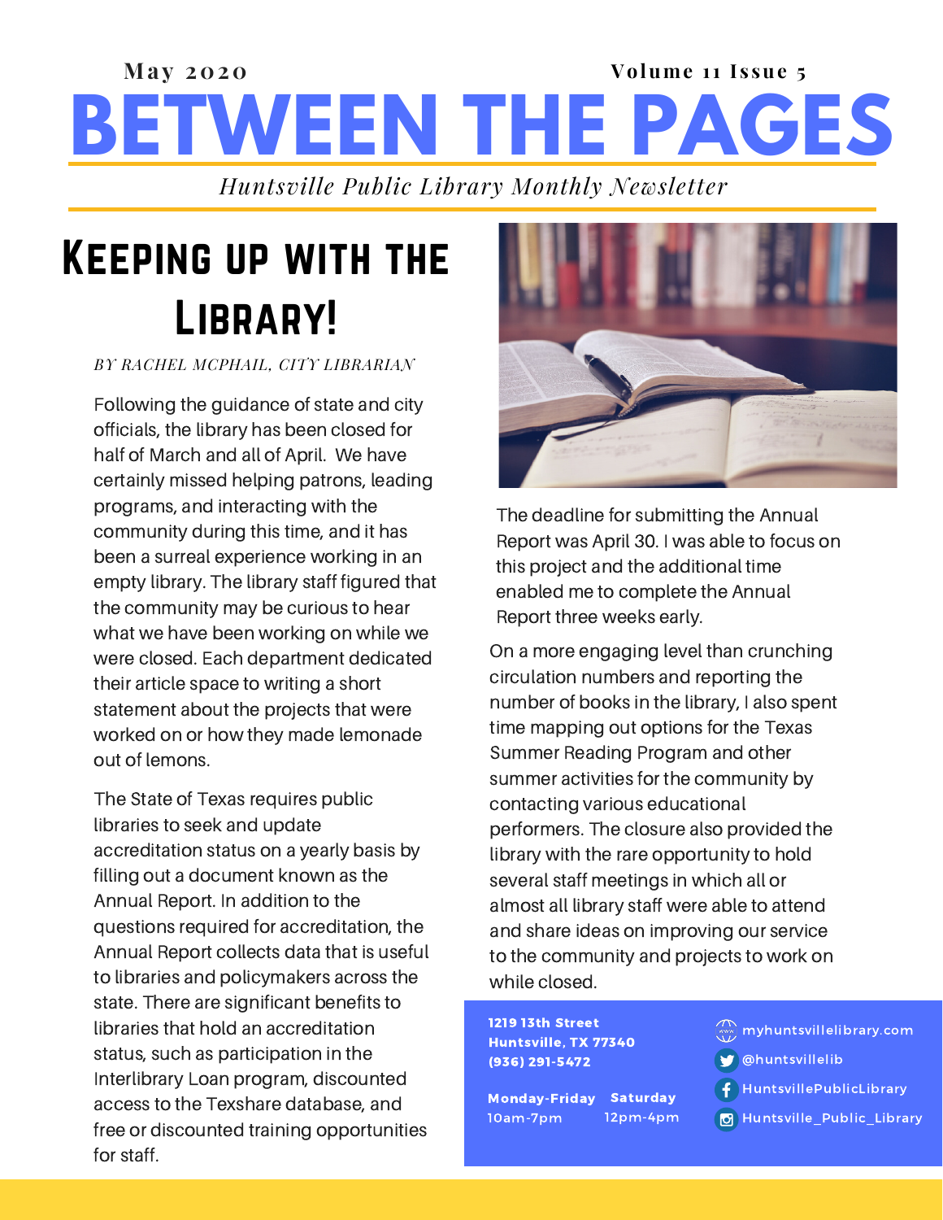May 2020 Volume 11 Issue 5

# BETWEEN THE PAGES

*Huntsville Public Library Monthly Newsletter*

## Keeping up with the Library!

*BY RACHEL MCPHAIL, CITY LIBRARIAN*

Following the guidance of state and city officials, the library has been closed for half of March and all of April. We have certainly missed helping patrons, leading programs, and interacting with the community during this time, and it has been a surreal experience working in an empty library. The library staff figured that the community may be curious to hear what we have been working on while we were closed. Each department dedicated their article space to writing a short statement about the projects that were worked on or how they made lemonade out of lemons.

The State of Texas requires public libraries to seek and update accreditation status on a yearly basis by filling out a document known as the Annual Report. In addition to the questions required for accreditation, the Annual Report collects data that is useful to libraries and policymakers across the state. There are significant benefits to libraries that hold an accreditation status, such as participation in the Interlibrary Loan program, discounted access to the Texshare database, and free or discounted training opportunities for staff.

The deadline for submitting the Annual Report was April 30. I was able to focus on this project and the additional time enabled me to complete the Annual Report three weeks early.

On a more engaging level than crunching circulation numbers and reporting the number of books in the library, I also spent time mapping out options for the Texas Summer Reading Program and other summer activities for the community by contacting various educational performers. The closure also provided the library with the rare opportunity to hold several staff meetings in which all or almost all library staff were able to attend and share ideas on improving our service to the community and projects to work on while closed.

**1219 13th Street**
**Huntsville, TX 77340**
**(936) 291-5472**

**Monday-Friday** 10am-7pm
**Saturday** 12pm-4pm

myhuntsvillelibrary.com
@huntsvillelib
HuntsvillePublicLibrary
Huntsville_Public_Library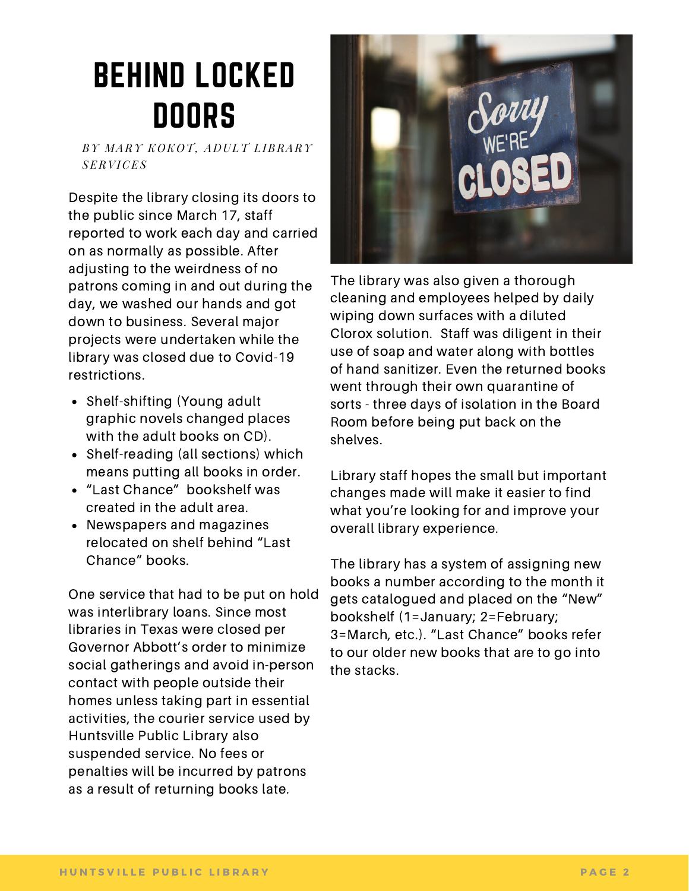# BEHIND LOCKED DOORS

*BY MARY KOKOT, ADULT LIBRARY SERVICES*

Despite the library closing its doors to the public since March 17, staff reported to work each day and carried on as normally as possible. After adjusting to the weirdness of no patrons coming in and out during the day, we washed our hands and got down to business. Several major projects were undertaken while the library was closed due to Covid-19 restrictions.

- Shelf-shifting (Young adult graphic novels changed places with the adult books on CD).
- Shelf-reading (all sections) which means putting all books in order.
- "Last Chance" bookshelf was created in the adult area.
- Newspapers and magazines relocated on shelf behind "Last Chance" books.

One service that had to be put on hold was interlibrary loans. Since most libraries in Texas were closed per Governor Abbott's order to minimize social gatherings and avoid in-person contact with people outside their homes unless taking part in essential activities, the courier service used by Huntsville Public Library also suspended service. No fees or penalties will be incurred by patrons as a result of returning books late.

The library was also given a thorough cleaning and employees helped by daily wiping down surfaces with a diluted Clorox solution. Staff was diligent in their use of soap and water along with bottles of hand sanitizer. Even the returned books went through their own quarantine of sorts - three days of isolation in the Board Room before being put back on the shelves.

Library staff hopes the small but important changes made will make it easier to find what you're looking for and improve your overall library experience.

The library has a system of assigning new books a number according to the month it gets catalogued and placed on the "New" bookshelf (1=January; 2=February; 3=March, etc.). "Last Chance" books refer to our older new books that are to go into the stacks.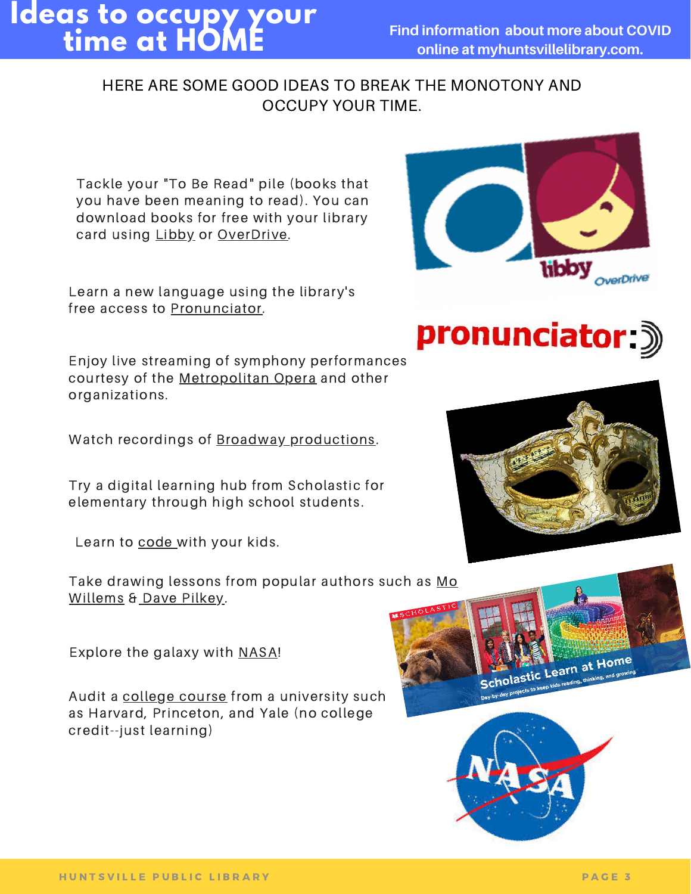# Ideas to occupy your time at HOME

Find information about more about COVID online at myhuntsvillelibrary.com.

HERE ARE SOME GOOD IDEAS TO BREAK THE MONOTONY AND OCCUPY YOUR TIME.

Tackle your "To Be Read" pile (books that you have been meaning to read). You can download books for free with your library card using Libby or OverDrive.

Learn a new language using the library's free access to Pronunciator.

Enjoy live streaming of symphony performances courtesy of the Metropolitan Opera and other organizations.

Watch recordings of Broadway productions.

Try a digital learning hub from Scholastic for elementary through high school students.

Learn to code with your kids.

Take drawing lessons from popular authors such as Mo Willems & Dave Pilkey.

Explore the galaxy with NASA!

Audit a college course from a university such as Harvard, Princeton, and Yale (no college credit--just learning)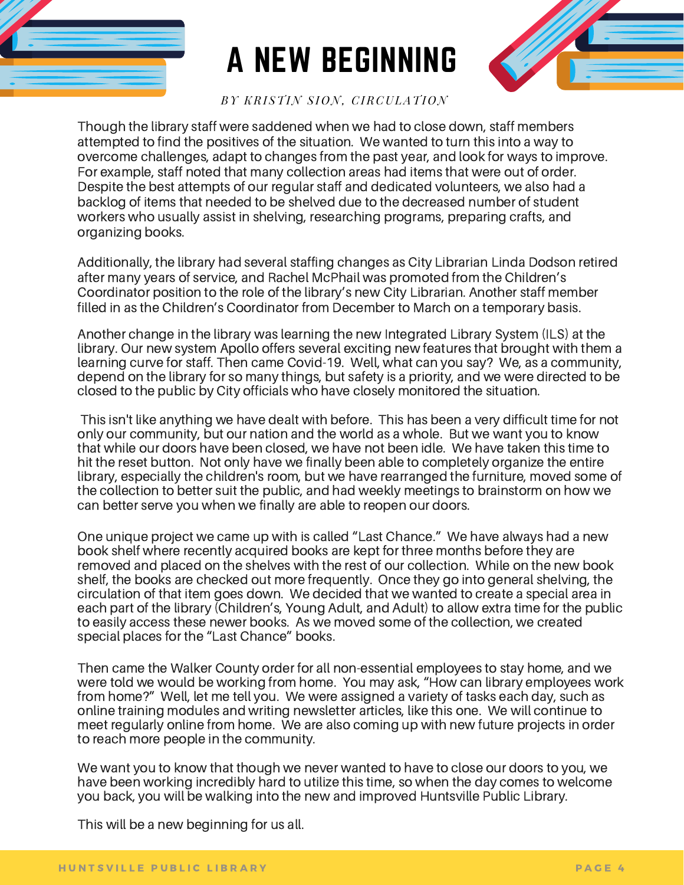# A NEW BEGINNING

*BY KRISTIN SION, CIRCULATION*

Though the library staff were saddened when we had to close down, staff members attempted to find the positives of the situation. We wanted to turn this into a way to overcome challenges, adapt to changes from the past year, and look for ways to improve. For example, staff noted that many collection areas had items that were out of order. Despite the best attempts of our regular staff and dedicated volunteers, we also had a backlog of items that needed to be shelved due to the decreased number of student workers who usually assist in shelving, researching programs, preparing crafts, and organizing books.

Additionally, the library had several staffing changes as City Librarian Linda Dodson retired after many years of service, and Rachel McPhail was promoted from the Children's Coordinator position to the role of the library's new City Librarian. Another staff member filled in as the Children's Coordinator from December to March on a temporary basis.

Another change in the library was learning the new Integrated Library System (ILS) at the library. Our new system Apollo offers several exciting new features that brought with them a learning curve for staff. Then came Covid-19. Well, what can you say? We, as a community, depend on the library for so many things, but safety is a priority, and we were directed to be closed to the public by City officials who have closely monitored the situation.

This isn't like anything we have dealt with before. This has been a very difficult time for not only our community, but our nation and the world as a whole. But we want you to know that while our doors have been closed, we have not been idle. We have taken this time to hit the reset button. Not only have we finally been able to completely organize the entire library, especially the children's room, but we have rearranged the furniture, moved some of the collection to better suit the public, and had weekly meetings to brainstorm on how we can better serve you when we finally are able to reopen our doors.

One unique project we came up with is called "Last Chance." We have always had a new book shelf where recently acquired books are kept for three months before they are removed and placed on the shelves with the rest of our collection. While on the new book shelf, the books are checked out more frequently. Once they go into general shelving, the circulation of that item goes down. We decided that we wanted to create a special area in each part of the library (Children's, Young Adult, and Adult) to allow extra time for the public to easily access these newer books. As we moved some of the collection, we created special places for the "Last Chance" books.

Then came the Walker County order for all non-essential employees to stay home, and we were told we would be working from home. You may ask, "How can library employees work from home?" Well, let me tell you. We were assigned a variety of tasks each day, such as online training modules and writing newsletter articles, like this one. We will continue to meet regularly online from home. We are also coming up with new future projects in order to reach more people in the community.

We want you to know that though we never wanted to have to close our doors to you, we have been working incredibly hard to utilize this time, so when the day comes to welcome you back, you will be walking into the new and improved Huntsville Public Library.

This will be a new beginning for us all.